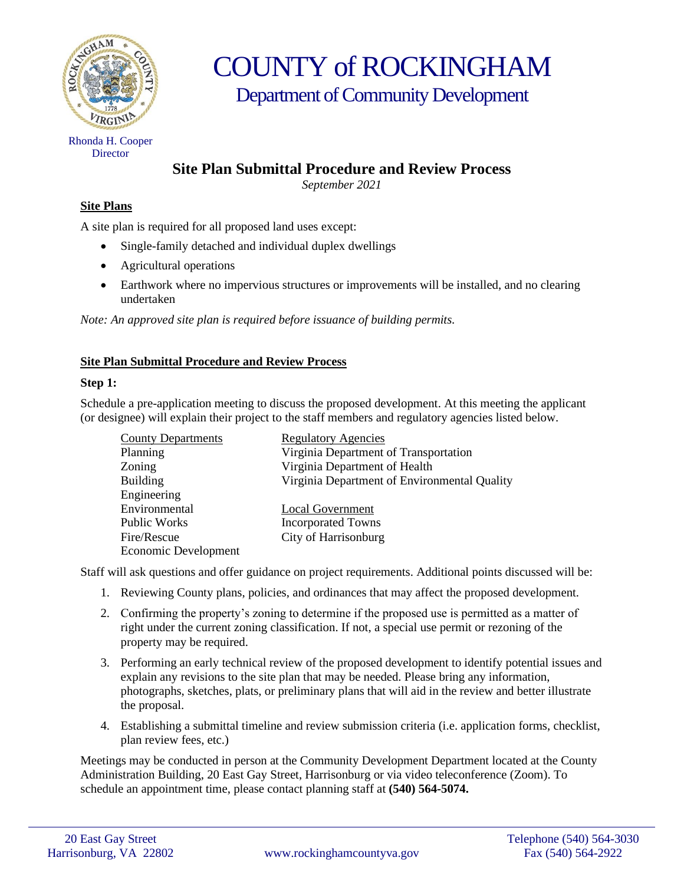# COUNTY of ROCKINGHAM

## Department of Community Development

Rhonda H. Cooper
Director

## Site Plan Submittal Procedure and Review Process

*September 2021*

### Site Plans

A site plan is required for all proposed land uses except:

- Single-family detached and individual duplex dwellings
- Agricultural operations
- Earthwork where no impervious structures or improvements will be installed, and no clearing undertaken

*Note: An approved site plan is required before issuance of building permits.*

### Site Plan Submittal Procedure and Review Process

**Step 1:**

Schedule a pre-application meeting to discuss the proposed development. At this meeting the applicant (or designee) will explain their project to the staff members and regulatory agencies listed below.

| County Departments | Regulatory Agencies |
|---|---|
| Planning | Virginia Department of Transportation |
| Zoning | Virginia Department of Health |
| Building | Virginia Department of Environmental Quality |
| Engineering | |
| Environmental | Local Government |
| Public Works | Incorporated Towns |
| Fire/Rescue | City of Harrisonburg |
| Economic Development | |

Staff will ask questions and offer guidance on project requirements. Additional points discussed will be:

1. Reviewing County plans, policies, and ordinances that may affect the proposed development.
2. Confirming the property's zoning to determine if the proposed use is permitted as a matter of right under the current zoning classification. If not, a special use permit or rezoning of the property may be required.
3. Performing an early technical review of the proposed development to identify potential issues and explain any revisions to the site plan that may be needed. Please bring any information, photographs, sketches, plats, or preliminary plans that will aid in the review and better illustrate the proposal.
4. Establishing a submittal timeline and review submission criteria (i.e. application forms, checklist, plan review fees, etc.)

Meetings may be conducted in person at the Community Development Department located at the County Administration Building, 20 East Gay Street, Harrisonburg or via video teleconference (Zoom). To schedule an appointment time, please contact planning staff at **(540) 564-5074.**

20 East Gay Street
Harrisonburg, VA 22802

www.rockinghamcountyva.gov

Telephone (540) 564-3030
Fax (540) 564-2922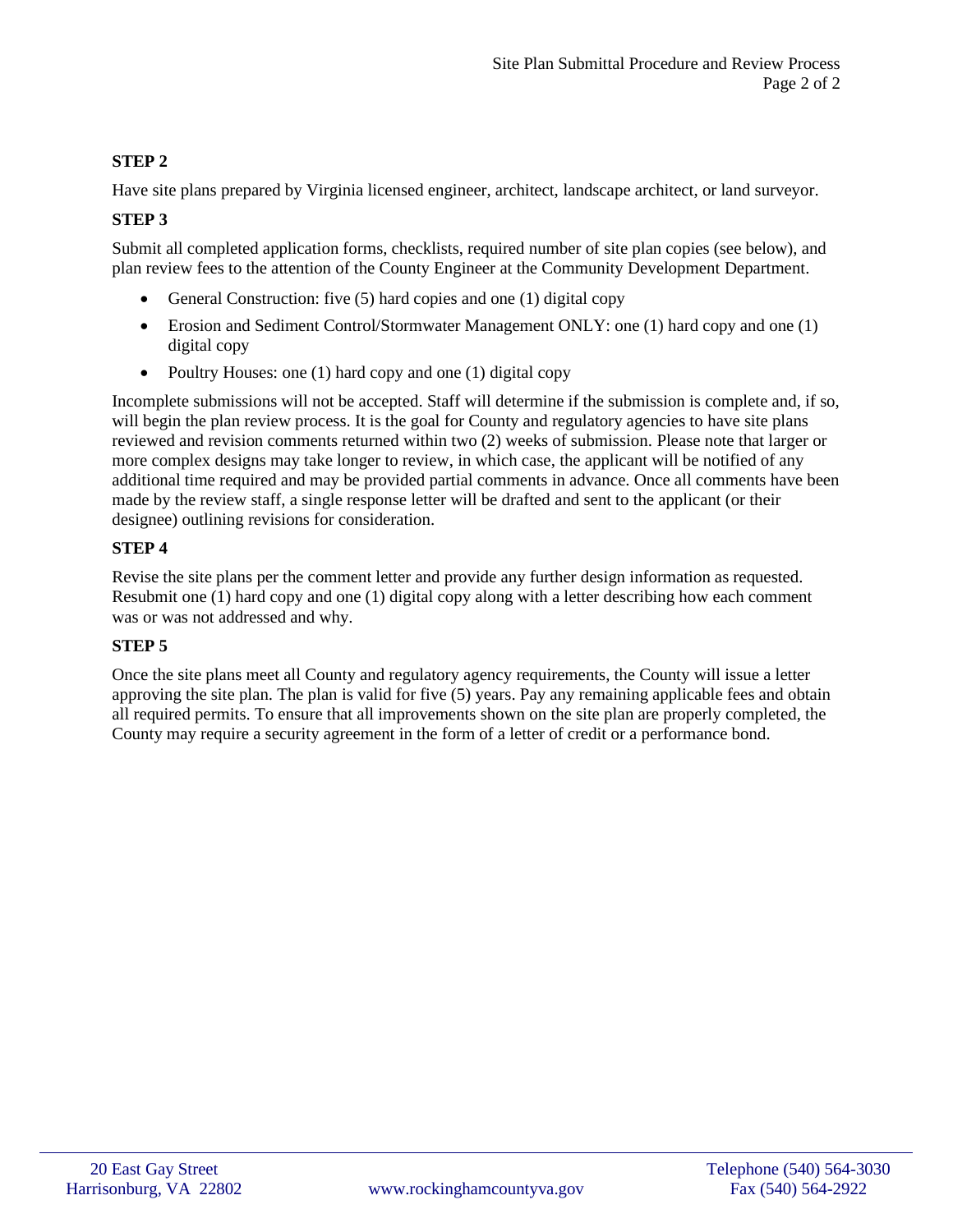**STEP 2**

Have site plans prepared by Virginia licensed engineer, architect, landscape architect, or land surveyor.

**STEP 3**

Submit all completed application forms, checklists, required number of site plan copies (see below), and plan review fees to the attention of the County Engineer at the Community Development Department.

- General Construction: five (5) hard copies and one (1) digital copy
- Erosion and Sediment Control/Stormwater Management ONLY: one (1) hard copy and one (1) digital copy
- Poultry Houses: one (1) hard copy and one (1) digital copy

Incomplete submissions will not be accepted. Staff will determine if the submission is complete and, if so, will begin the plan review process. It is the goal for County and regulatory agencies to have site plans reviewed and revision comments returned within two (2) weeks of submission. Please note that larger or more complex designs may take longer to review, in which case, the applicant will be notified of any additional time required and may be provided partial comments in advance. Once all comments have been made by the review staff, a single response letter will be drafted and sent to the applicant (or their designee) outlining revisions for consideration.

**STEP 4**

Revise the site plans per the comment letter and provide any further design information as requested. Resubmit one (1) hard copy and one (1) digital copy along with a letter describing how each comment was or was not addressed and why.

**STEP 5**

Once the site plans meet all County and regulatory agency requirements, the County will issue a letter approving the site plan. The plan is valid for five (5) years. Pay any remaining applicable fees and obtain all required permits. To ensure that all improvements shown on the site plan are properly completed, the County may require a security agreement in the form of a letter of credit or a performance bond.